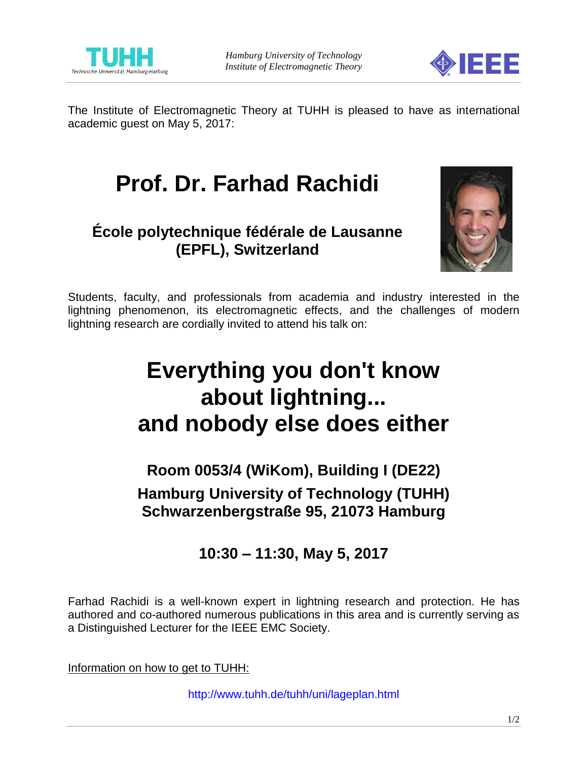*Hamburg University of Technology*
*Institute of Electromagnetic Theory*

The Institute of Electromagnetic Theory at TUHH is pleased to have as international academic guest on May 5, 2017:

# Prof. Dr. Farhad Rachidi

## École polytechnique fédérale de Lausanne (EPFL), Switzerland

Students, faculty, and professionals from academia and industry interested in the lightning phenomenon, its electromagnetic effects, and the challenges of modern lightning research are cordially invited to attend his talk on:

# Everything you don't know about lightning... and nobody else does either

### Room 0053/4 (WiKom), Building I (DE22)

### Hamburg University of Technology (TUHH)
### Schwarzenbergstraße 95, 21073 Hamburg

### 10:30 – 11:30, May 5, 2017

Farhad Rachidi is a well-known expert in lightning research and protection. He has authored and co-authored numerous publications in this area and is currently serving as a Distinguished Lecturer for the IEEE EMC Society.

Information on how to get to TUHH:

http://www.tuhh.de/tuhh/uni/lageplan.html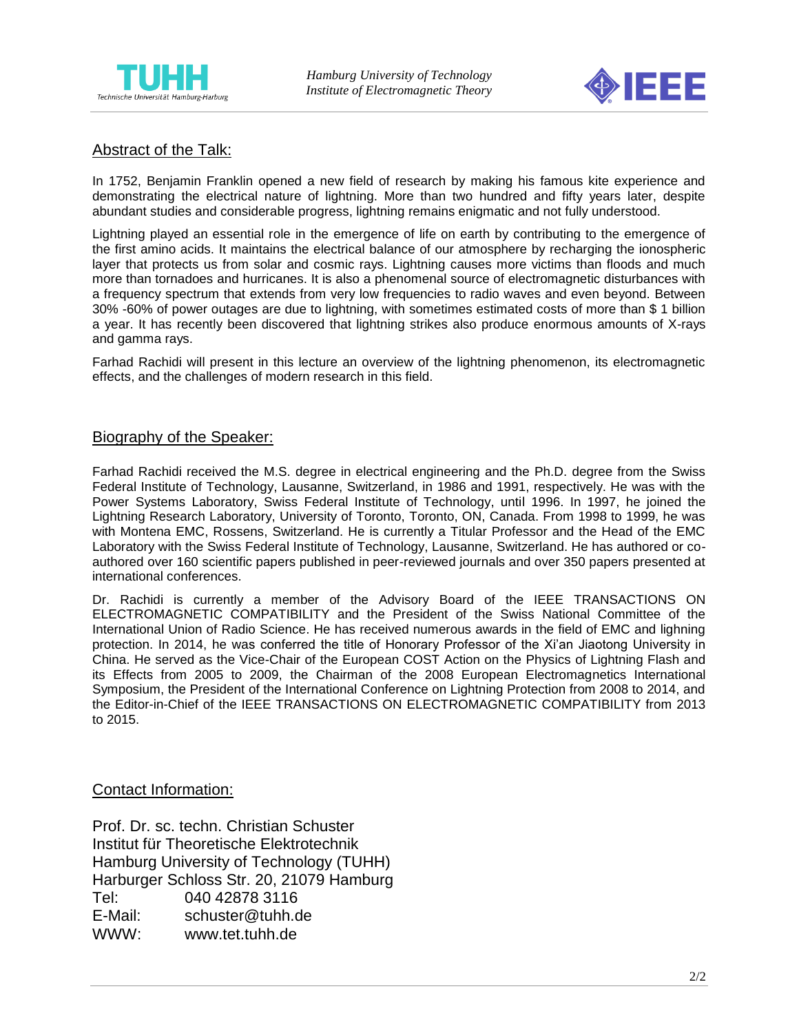## Abstract of the Talk:

In 1752, Benjamin Franklin opened a new field of research by making his famous kite experience and demonstrating the electrical nature of lightning. More than two hundred and fifty years later, despite abundant studies and considerable progress, lightning remains enigmatic and not fully understood.

Lightning played an essential role in the emergence of life on earth by contributing to the emergence of the first amino acids. It maintains the electrical balance of our atmosphere by recharging the ionospheric layer that protects us from solar and cosmic rays. Lightning causes more victims than floods and much more than tornadoes and hurricanes. It is also a phenomenal source of electromagnetic disturbances with a frequency spectrum that extends from very low frequencies to radio waves and even beyond. Between 30% -60% of power outages are due to lightning, with sometimes estimated costs of more than $ 1 billion a year. It has recently been discovered that lightning strikes also produce enormous amounts of X-rays and gamma rays.

Farhad Rachidi will present in this lecture an overview of the lightning phenomenon, its electromagnetic effects, and the challenges of modern research in this field.

## Biography of the Speaker:

Farhad Rachidi received the M.S. degree in electrical engineering and the Ph.D. degree from the Swiss Federal Institute of Technology, Lausanne, Switzerland, in 1986 and 1991, respectively. He was with the Power Systems Laboratory, Swiss Federal Institute of Technology, until 1996. In 1997, he joined the Lightning Research Laboratory, University of Toronto, Toronto, ON, Canada. From 1998 to 1999, he was with Montena EMC, Rossens, Switzerland. He is currently a Titular Professor and the Head of the EMC Laboratory with the Swiss Federal Institute of Technology, Lausanne, Switzerland. He has authored or co-authored over 160 scientific papers published in peer-reviewed journals and over 350 papers presented at international conferences.

Dr. Rachidi is currently a member of the Advisory Board of the IEEE TRANSACTIONS ON ELECTROMAGNETIC COMPATIBILITY and the President of the Swiss National Committee of the International Union of Radio Science. He has received numerous awards in the field of EMC and lighning protection. In 2014, he was conferred the title of Honorary Professor of the Xi'an Jiaotong University in China. He served as the Vice-Chair of the European COST Action on the Physics of Lightning Flash and its Effects from 2005 to 2009, the Chairman of the 2008 European Electromagnetics International Symposium, the President of the International Conference on Lightning Protection from 2008 to 2014, and the Editor-in-Chief of the IEEE TRANSACTIONS ON ELECTROMAGNETIC COMPATIBILITY from 2013 to 2015.

## Contact Information:

Prof. Dr. sc. techn. Christian Schuster
Institut für Theoretische Elektrotechnik
Hamburg University of Technology (TUHH)
Harburger Schloss Str. 20, 21079 Hamburg
Tel: 040 42878 3116
E-Mail: schuster@tuhh.de
WWW: www.tet.tuhh.de